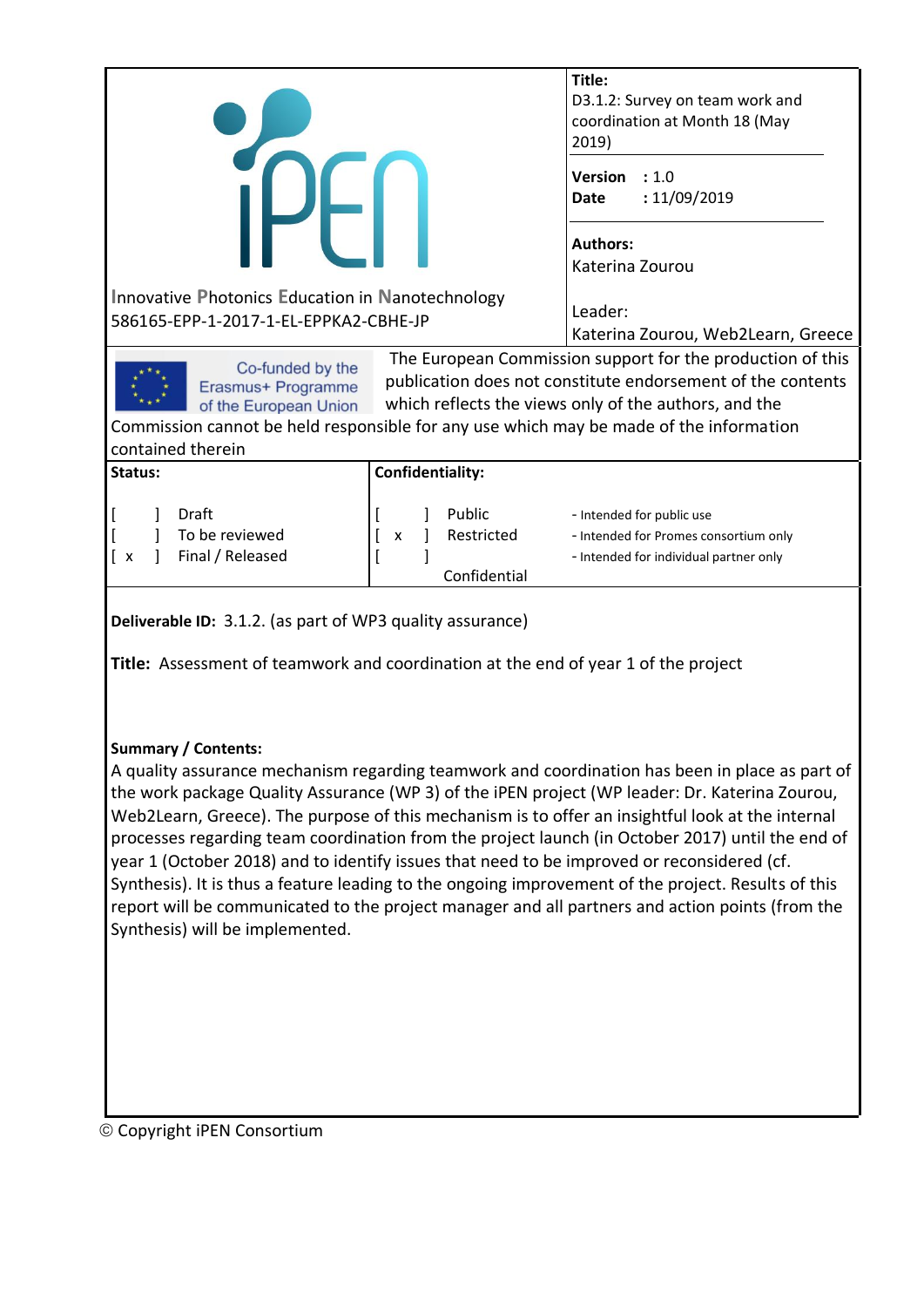| | **Title:**<br>D3.1.2: Survey on team work and coordination at Month 18 (May 2019) |
|---|---|
| iPEN<br>Innovative Photonics Education in Nanotechnology<br>586165-EPP-1-2017-1-EL-EPPKA2-CBHE-JP | **Version** : 1.0<br>**Date** : 11/09/2019<br><br>**Authors:**<br>Katerina Zourou<br><br>Leader:<br>Katerina Zourou, Web2Learn, Greece |

Co-funded by the Erasmus+ Programme of the European Union

The European Commission support for the production of this publication does not constitute endorsement of the contents which reflects the views only of the authors, and the Commission cannot be held responsible for any use which may be made of the information contained therein

| **Status:** | **Confidentiality:** | |
|---|---|---|
| [ ] Draft | [ ] Public | - Intended for public use |
| [ ] To be reviewed | [ x ] Restricted | - Intended for Promes consortium only |
| [ x ] Final / Released | [ ] Confidential | - Intended for individual partner only |

**Deliverable ID:** 3.1.2. (as part of WP3 quality assurance)

**Title:** Assessment of teamwork and coordination at the end of year 1 of the project

**Summary / Contents:**

A quality assurance mechanism regarding teamwork and coordination has been in place as part of the work package Quality Assurance (WP 3) of the iPEN project (WP leader: Dr. Katerina Zourou, Web2Learn, Greece). The purpose of this mechanism is to offer an insightful look at the internal processes regarding team coordination from the project launch (in October 2017) until the end of year 1 (October 2018) and to identify issues that need to be improved or reconsidered (cf. Synthesis). It is thus a feature leading to the ongoing improvement of the project. Results of this report will be communicated to the project manager and all partners and action points (from the Synthesis) will be implemented.

© Copyright iPEN Consortium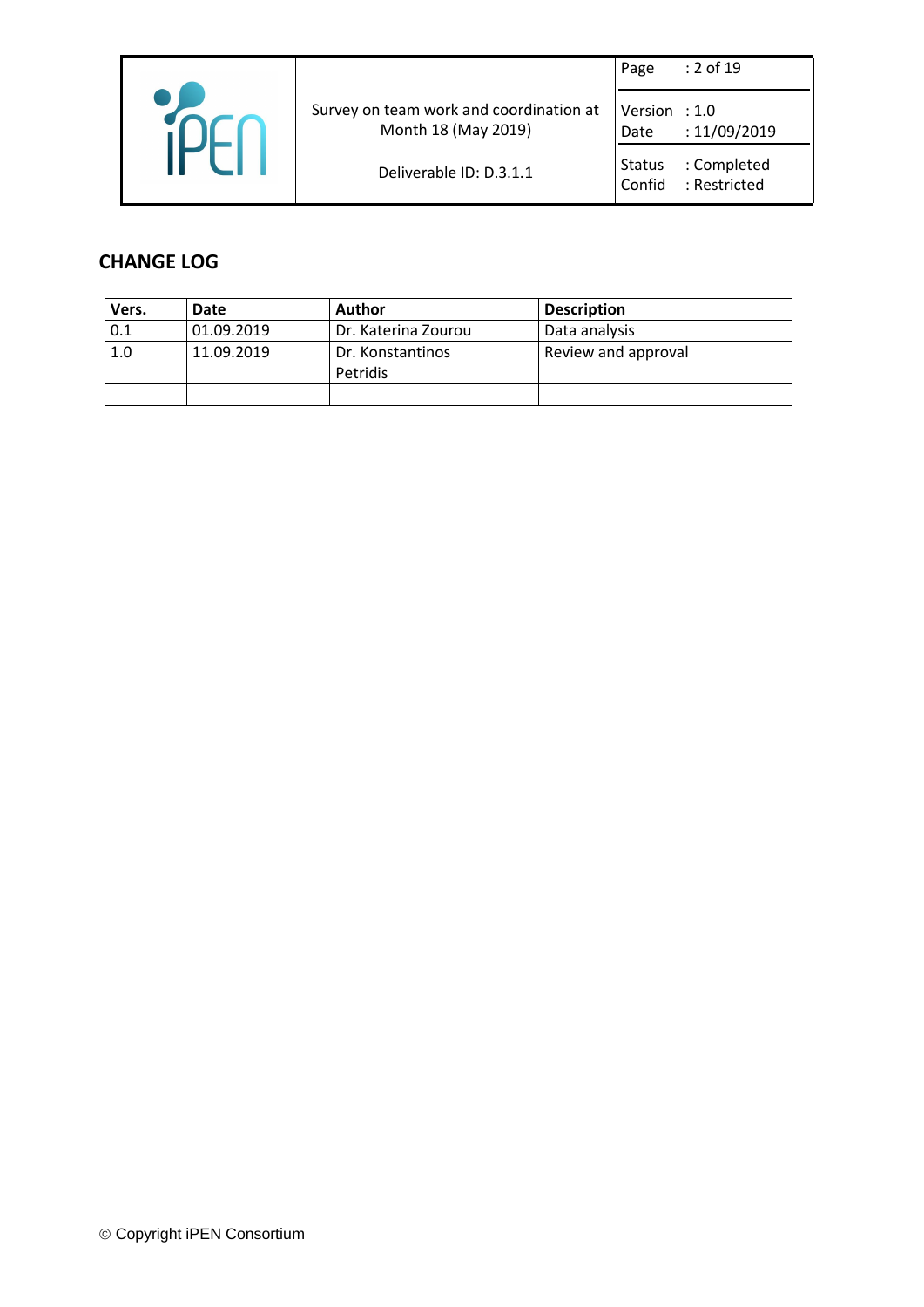## CHANGE LOG

| Vers. | Date | Author | Description |
| --- | --- | --- | --- |
| 0.1 | 01.09.2019 | Dr. Katerina Zourou | Data analysis |
| 1.0 | 11.09.2019 | Dr. Konstantinos Petridis | Review and approval |
| | | | |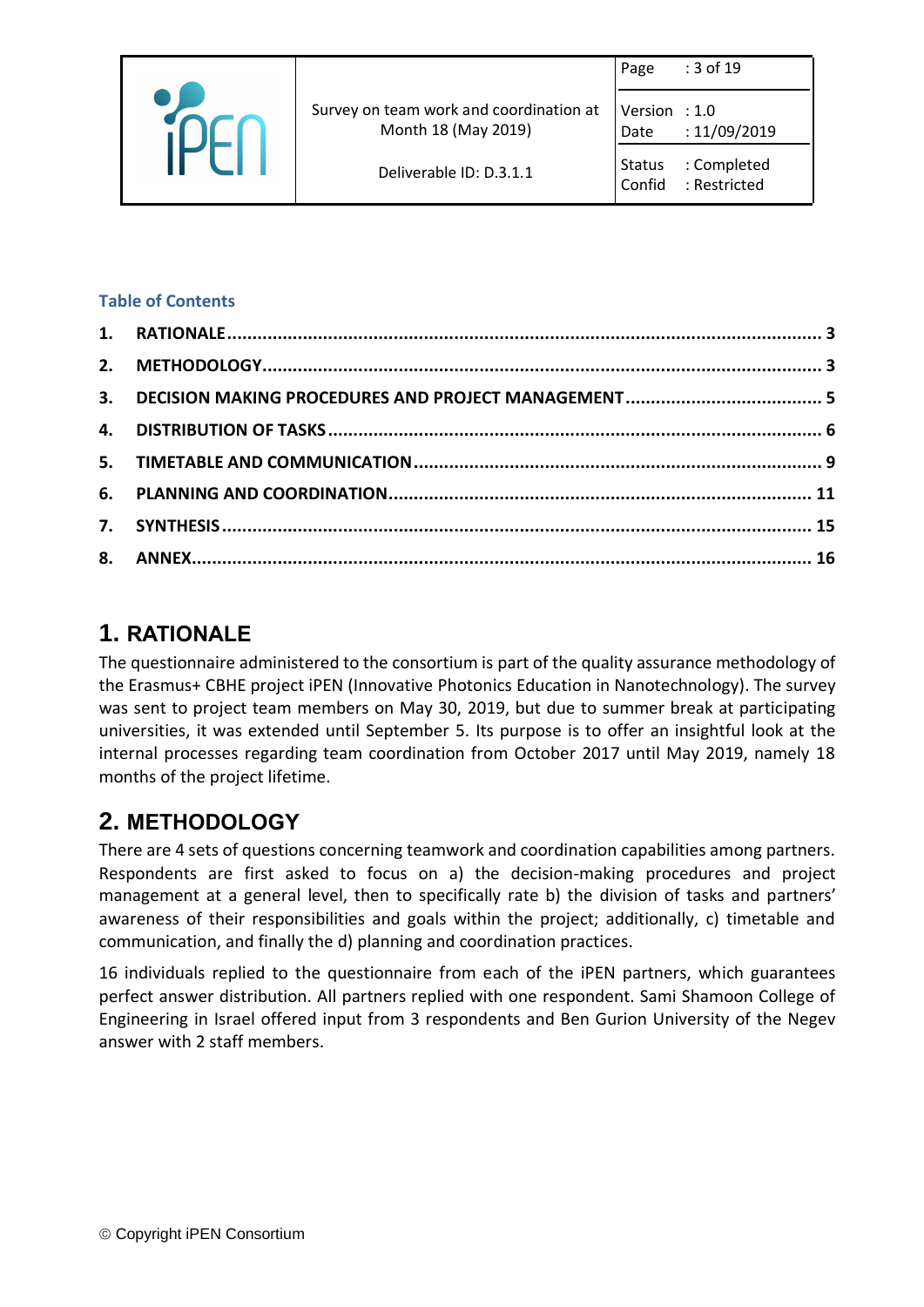**Table of Contents**

| | | |
|---|---|---|
| **1.** | **RATIONALE** | **3** |
| **2.** | **METHODOLOGY** | **3** |
| **3.** | **DECISION MAKING PROCEDURES AND PROJECT MANAGEMENT** | **5** |
| **4.** | **DISTRIBUTION OF TASKS** | **6** |
| **5.** | **TIMETABLE AND COMMUNICATION** | **9** |
| **6.** | **PLANNING AND COORDINATION** | **11** |
| **7.** | **SYNTHESIS** | **15** |
| **8.** | **ANNEX** | **16** |

# 1. RATIONALE

The questionnaire administered to the consortium is part of the quality assurance methodology of the Erasmus+ CBHE project iPEN (Innovative Photonics Education in Nanotechnology). The survey was sent to project team members on May 30, 2019, but due to summer break at participating universities, it was extended until September 5. Its purpose is to offer an insightful look at the internal processes regarding team coordination from October 2017 until May 2019, namely 18 months of the project lifetime.

# 2. METHODOLOGY

There are 4 sets of questions concerning teamwork and coordination capabilities among partners. Respondents are first asked to focus on a) the decision-making procedures and project management at a general level, then to specifically rate b) the division of tasks and partners' awareness of their responsibilities and goals within the project; additionally, c) timetable and communication, and finally the d) planning and coordination practices.

16 individuals replied to the questionnaire from each of the iPEN partners, which guarantees perfect answer distribution. All partners replied with one respondent. Sami Shamoon College of Engineering in Israel offered input from 3 respondents and Ben Gurion University of the Negev answer with 2 staff members.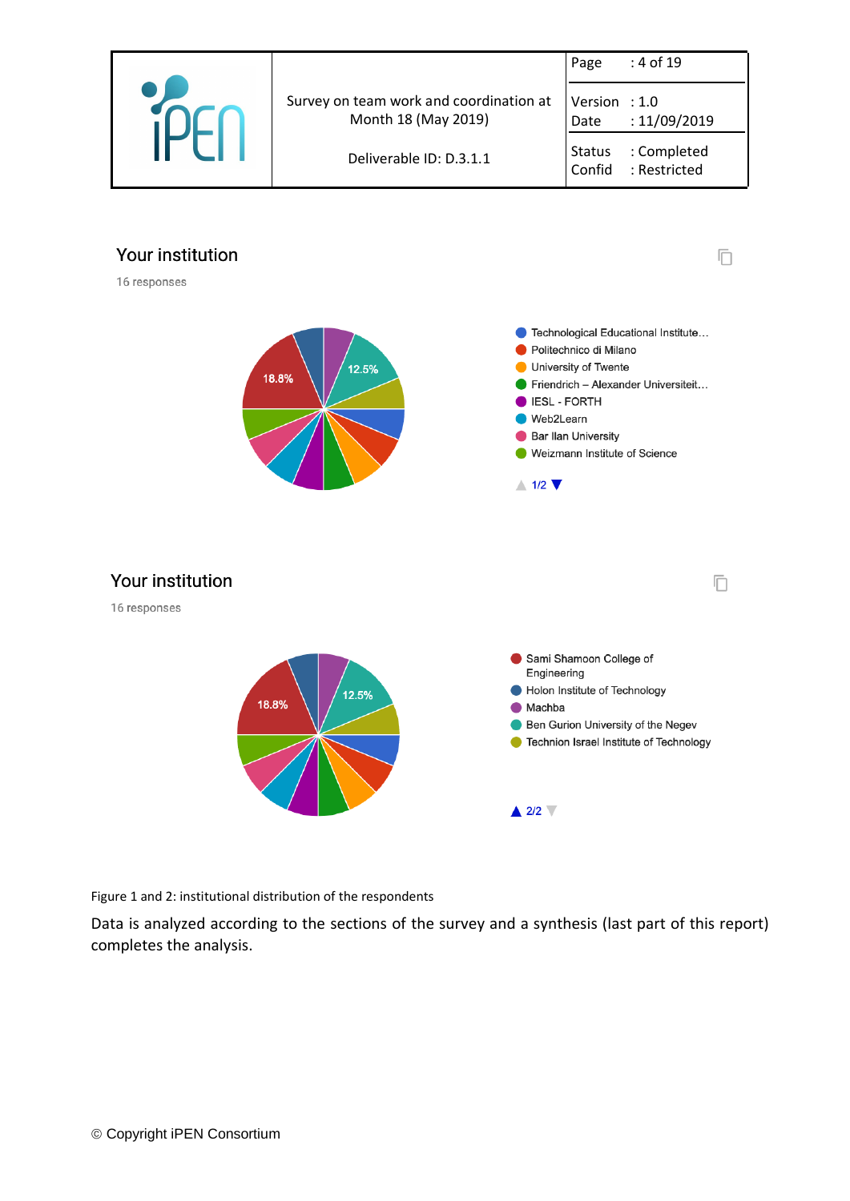## Your institution

16 responses

- Technological Educational Institute…
- Politechnico di Milano
- University of Twente
- Friendrich – Alexander Universiteit…
- IESL - FORTH
- Web2Learn
- Bar Ilan University
- Weizmann Institute of Science

18.8% | 12.5%

1/2

## Your institution

16 responses

- Sami Shamoon College of Engineering
- Holon Institute of Technology
- Machba
- Ben Gurion University of the Negev
- Technion Israel Institute of Technology

18.8% | 12.5%

2/2

Figure 1 and 2: institutional distribution of the respondents

Data is analyzed according to the sections of the survey and a synthesis (last part of this report) completes the analysis.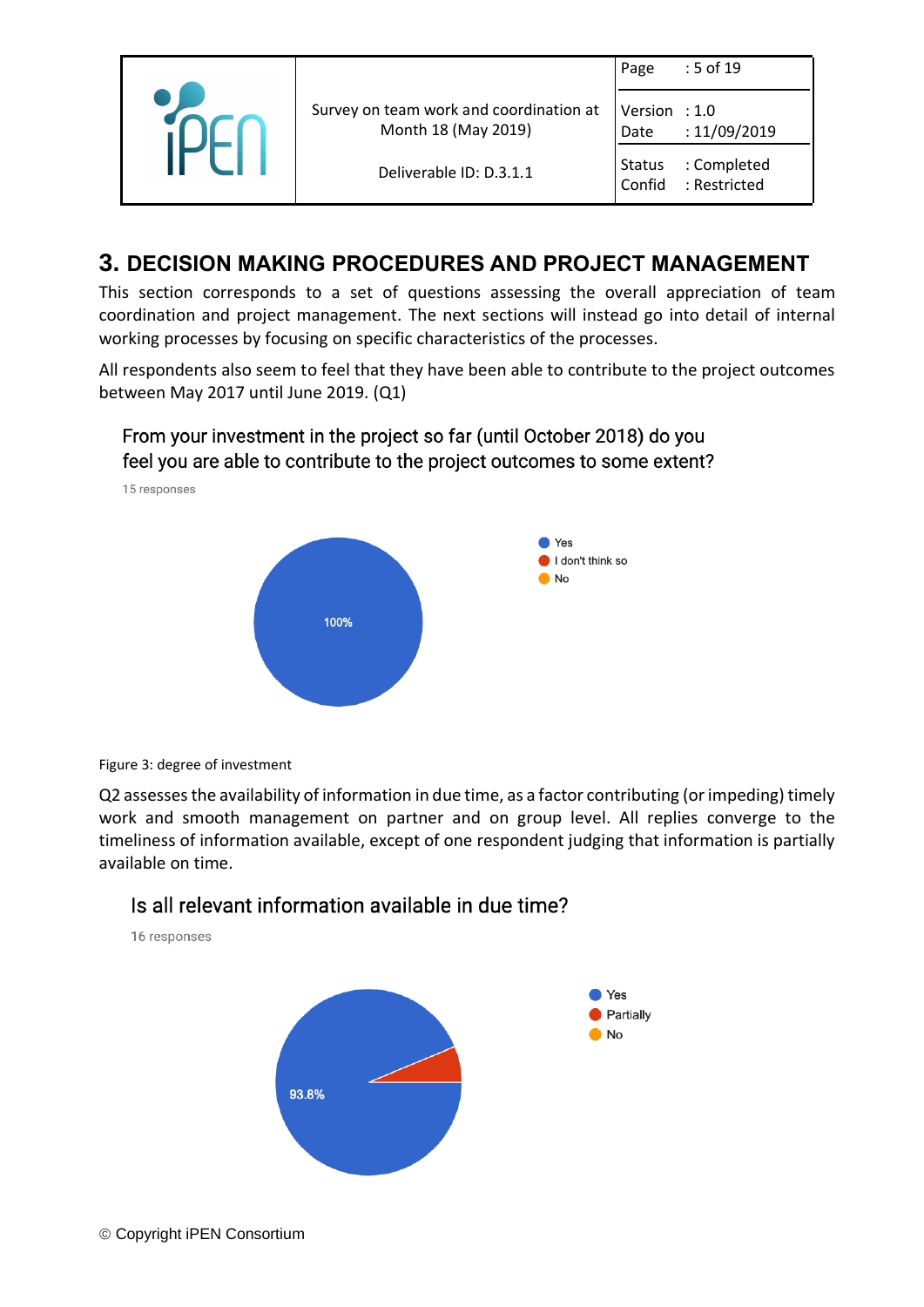# 3. DECISION MAKING PROCEDURES AND PROJECT MANAGEMENT

This section corresponds to a set of questions assessing the overall appreciation of team coordination and project management. The next sections will instead go into detail of internal working processes by focusing on specific characteristics of the processes.

All respondents also seem to feel that they have been able to contribute to the project outcomes between May 2017 until June 2019. (Q1)

From your investment in the project so far (until October 2018) do you feel you are able to contribute to the project outcomes to some extent?

15 responses

- Yes: 100%
- I don't think so
- No

Figure 3: degree of investment

Q2 assesses the availability of information in due time, as a factor contributing (or impeding) timely work and smooth management on partner and on group level. All replies converge to the timeliness of information available, except of one respondent judging that information is partially available on time.

Is all relevant information available in due time?

16 responses

- Yes: 93.8%
- Partially
- No

© Copyright iPEN Consortium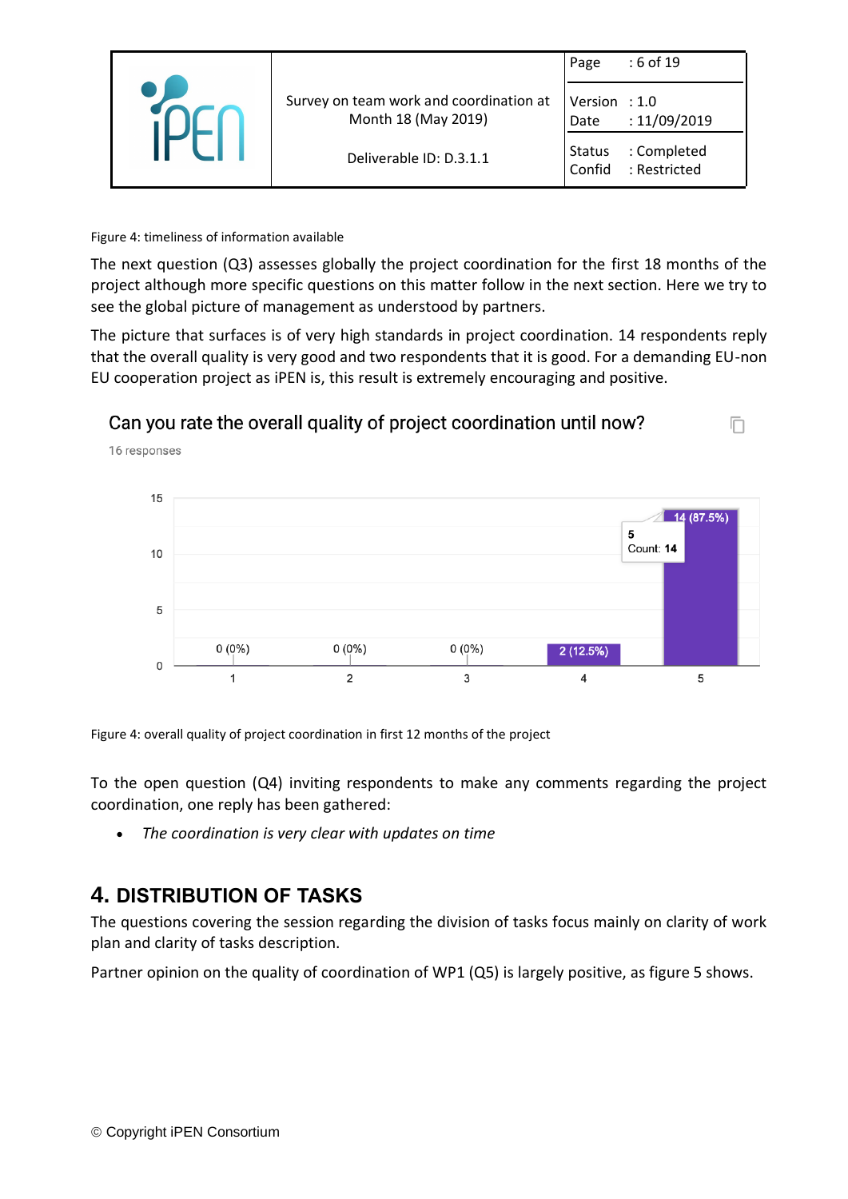Figure 4: timeliness of information available

The next question (Q3) assesses globally the project coordination for the first 18 months of the project although more specific questions on this matter follow in the next section. Here we try to see the global picture of management as understood by partners.

The picture that surfaces is of very high standards in project coordination. 14 respondents reply that the overall quality is very good and two respondents that it is good. For a demanding EU-non EU cooperation project as iPEN is, this result is extremely encouraging and positive.

Can you rate the overall quality of project coordination until now?

16 responses

| Rating | Count |
|---|---|
| 1 | 0 (0%) |
| 2 | 0 (0%) |
| 3 | 0 (0%) |
| 4 | 2 (12.5%) |
| 5 | 14 (87.5%) |

Figure 4: overall quality of project coordination in first 12 months of the project

To the open question (Q4) inviting respondents to make any comments regarding the project coordination, one reply has been gathered:

- *The coordination is very clear with updates on time*

## 4. DISTRIBUTION OF TASKS

The questions covering the session regarding the division of tasks focus mainly on clarity of work plan and clarity of tasks description.

Partner opinion on the quality of coordination of WP1 (Q5) is largely positive, as figure 5 shows.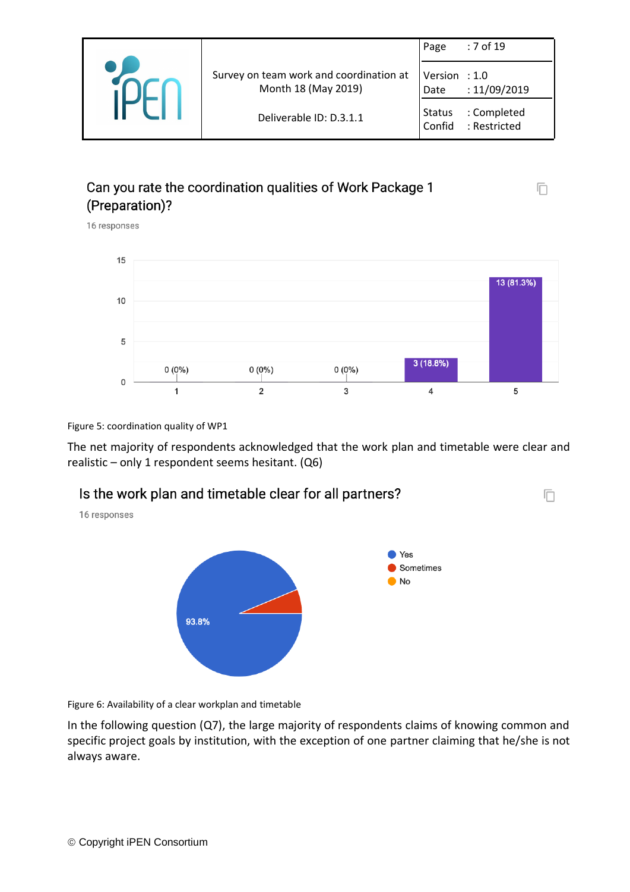Can you rate the coordination qualities of Work Package 1 (Preparation)?

16 responses

| Rating | Responses |
|---|---|
| 1 | 0 (0%) |
| 2 | 0 (0%) |
| 3 | 0 (0%) |
| 4 | 3 (18.8%) |
| 5 | 13 (81.3%) |

Figure 5: coordination quality of WP1

The net majority of respondents acknowledged that the work plan and timetable were clear and realistic – only 1 respondent seems hesitant. (Q6)

Is the work plan and timetable clear for all partners?

16 responses

- Yes: 93.8%
- Sometimes
- No

Figure 6: Availability of a clear workplan and timetable

In the following question (Q7), the large majority of respondents claims of knowing common and specific project goals by institution, with the exception of one partner claiming that he/she is not always aware.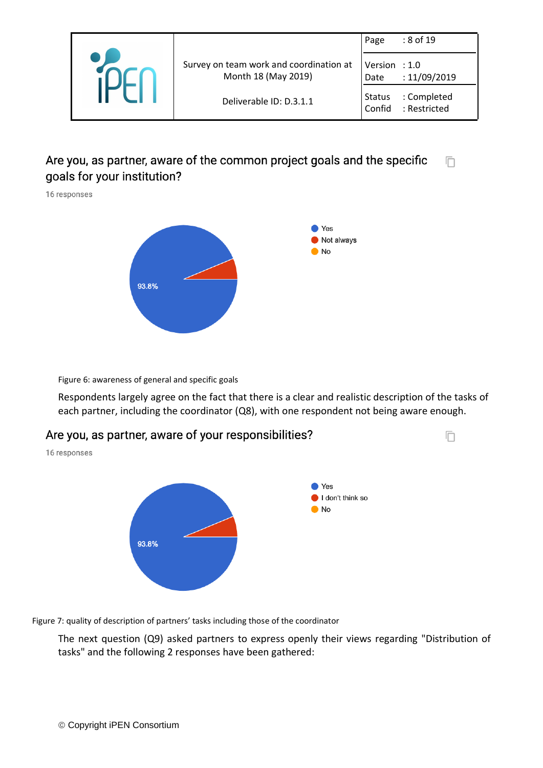Are you, as partner, aware of the common project goals and the specific goals for your institution?

16 responses

- Yes
- Not always
- No

93.8%

Figure 6: awareness of general and specific goals

Respondents largely agree on the fact that there is a clear and realistic description of the tasks of each partner, including the coordinator (Q8), with one respondent not being aware enough.

Are you, as partner, aware of your responsibilities?

16 responses

- Yes
- I don't think so
- No

93.8%

Figure 7: quality of description of partners' tasks including those of the coordinator

The next question (Q9) asked partners to express openly their views regarding "Distribution of tasks" and the following 2 responses have been gathered: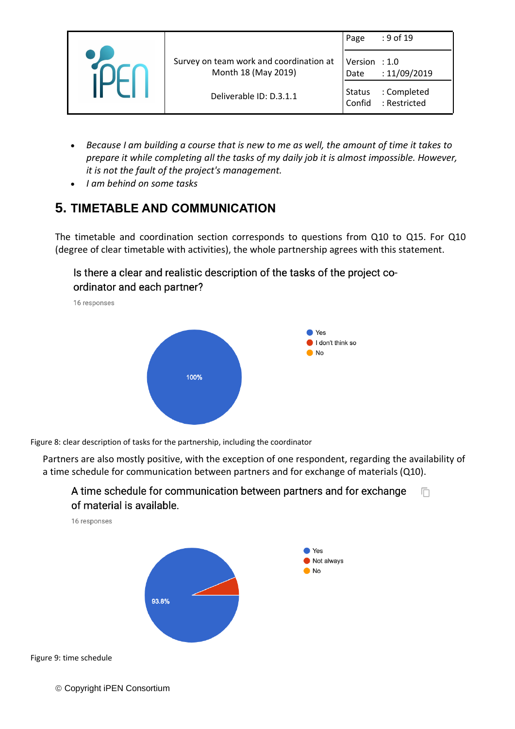- *Because I am building a course that is new to me as well, the amount of time it takes to prepare it while completing all the tasks of my daily job it is almost impossible. However, it is not the fault of the project's management.*
- *I am behind on some tasks*

## 5. TIMETABLE AND COMMUNICATION

The timetable and coordination section corresponds to questions from Q10 to Q15. For Q10 (degree of clear timetable with activities), the whole partnership agrees with this statement.

Is there a clear and realistic description of the tasks of the project co-ordinator and each partner?

16 responses

- Yes: 100%
- I don't think so
- No

Figure 8: clear description of tasks for the partnership, including the coordinator

Partners are also mostly positive, with the exception of one respondent, regarding the availability of a time schedule for communication between partners and for exchange of materials (Q10).

A time schedule for communication between partners and for exchange of material is available.

16 responses

- Yes: 93.8%
- Not always
- No

Figure 9: time schedule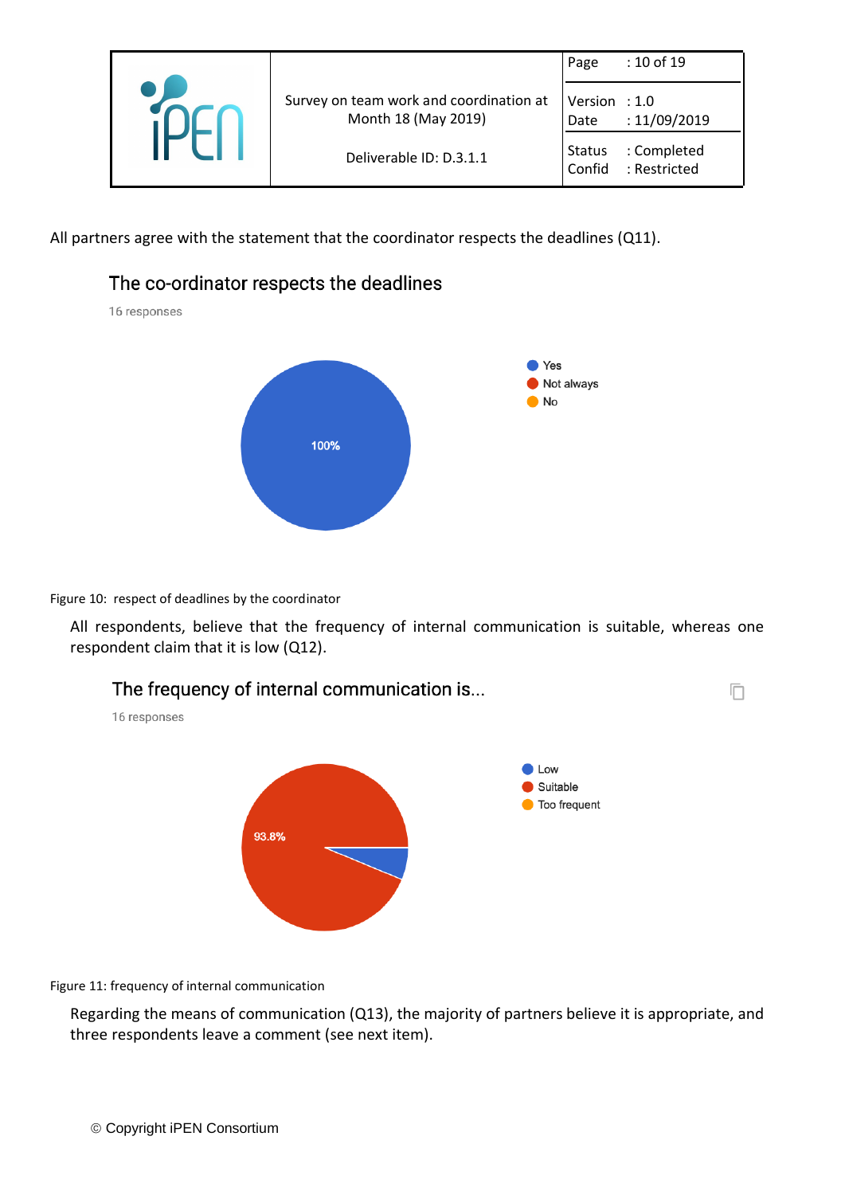All partners agree with the statement that the coordinator respects the deadlines (Q11).

The co-ordinator respects the deadlines

16 responses

- Yes
- Not always
- No

100%

Figure 10: respect of deadlines by the coordinator

All respondents, believe that the frequency of internal communication is suitable, whereas one respondent claim that it is low (Q12).

The frequency of internal communication is...

16 responses

- Low
- Suitable
- Too frequent

93.8%

Figure 11: frequency of internal communication

Regarding the means of communication (Q13), the majority of partners believe it is appropriate, and three respondents leave a comment (see next item).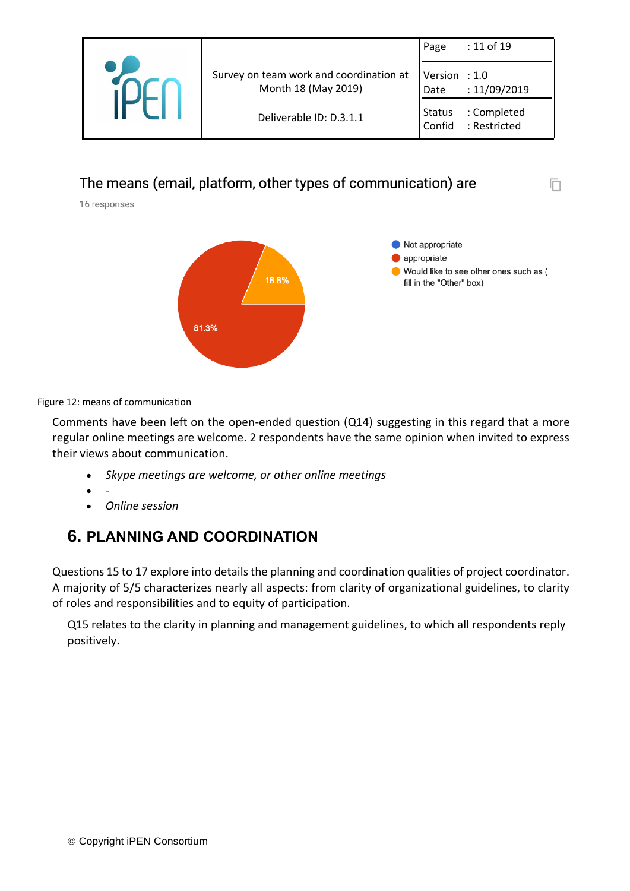The means (email, platform, other types of communication) are

16 responses

- Not appropriate
- appropriate
- Would like to see other ones such as ( fill in the "Other" box)

18.8%

81.3%

Figure 12: means of communication

Comments have been left on the open-ended question (Q14) suggesting in this regard that a more regular online meetings are welcome. 2 respondents have the same opinion when invited to express their views about communication.

- *Skype meetings are welcome, or other online meetings*
- -
- *Online session*

## 6. PLANNING AND COORDINATION

Questions 15 to 17 explore into details the planning and coordination qualities of project coordinator. A majority of 5/5 characterizes nearly all aspects: from clarity of organizational guidelines, to clarity of roles and responsibilities and to equity of participation.

Q15 relates to the clarity in planning and management guidelines, to which all respondents reply positively.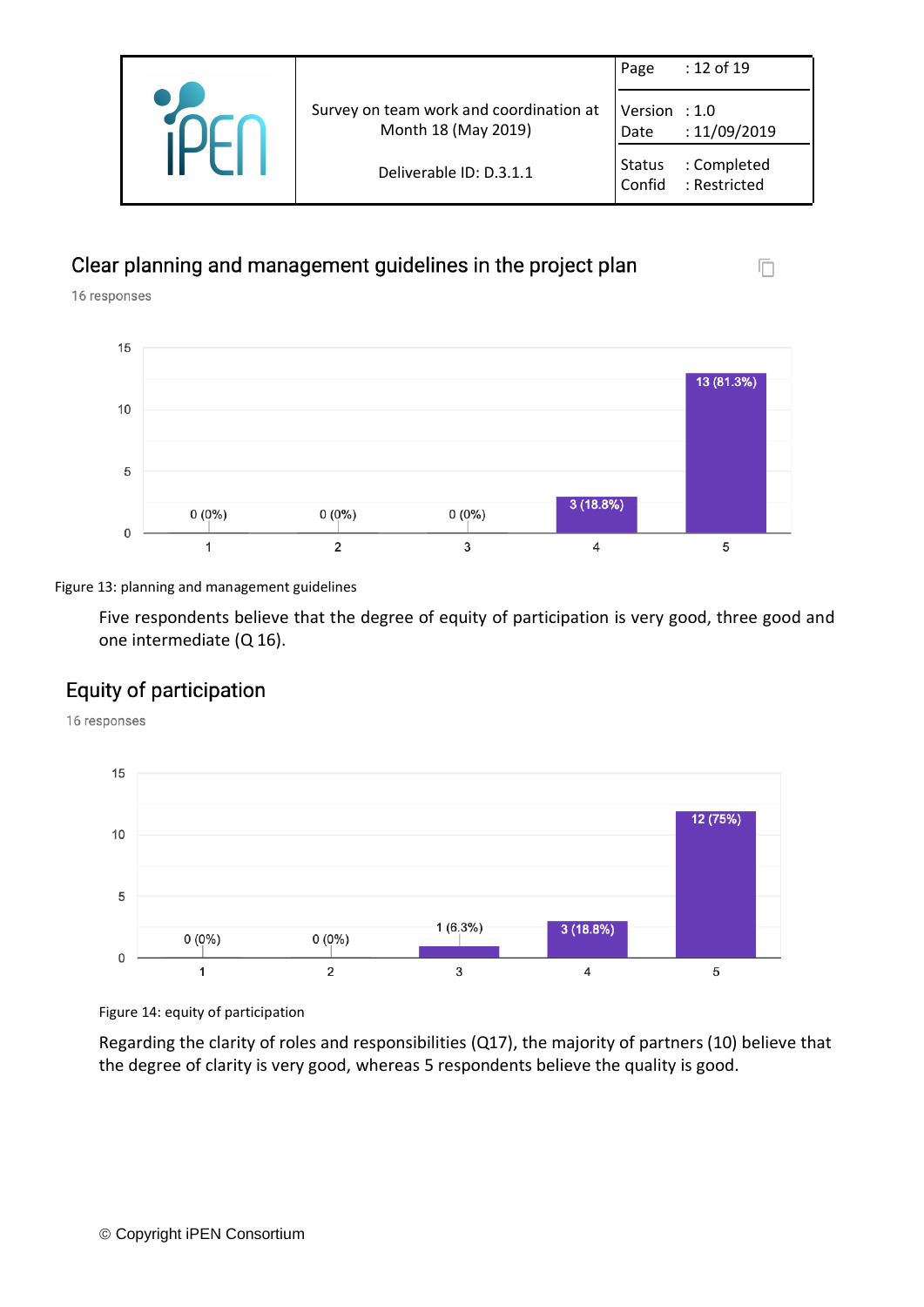## Clear planning and management guidelines in the project plan

16 responses

| Rating | Responses |
|---|---|
| 1 | 0 (0%) |
| 2 | 0 (0%) |
| 3 | 0 (0%) |
| 4 | 3 (18.8%) |
| 5 | 13 (81.3%) |

Figure 13: planning and management guidelines

Five respondents believe that the degree of equity of participation is very good, three good and one intermediate (Q 16).

## Equity of participation

16 responses

| Rating | Responses |
|---|---|
| 1 | 0 (0%) |
| 2 | 0 (0%) |
| 3 | 1 (6.3%) |
| 4 | 3 (18.8%) |
| 5 | 12 (75%) |

Figure 14: equity of participation

Regarding the clarity of roles and responsibilities (Q17), the majority of partners (10) believe that the degree of clarity is very good, whereas 5 respondents believe the quality is good.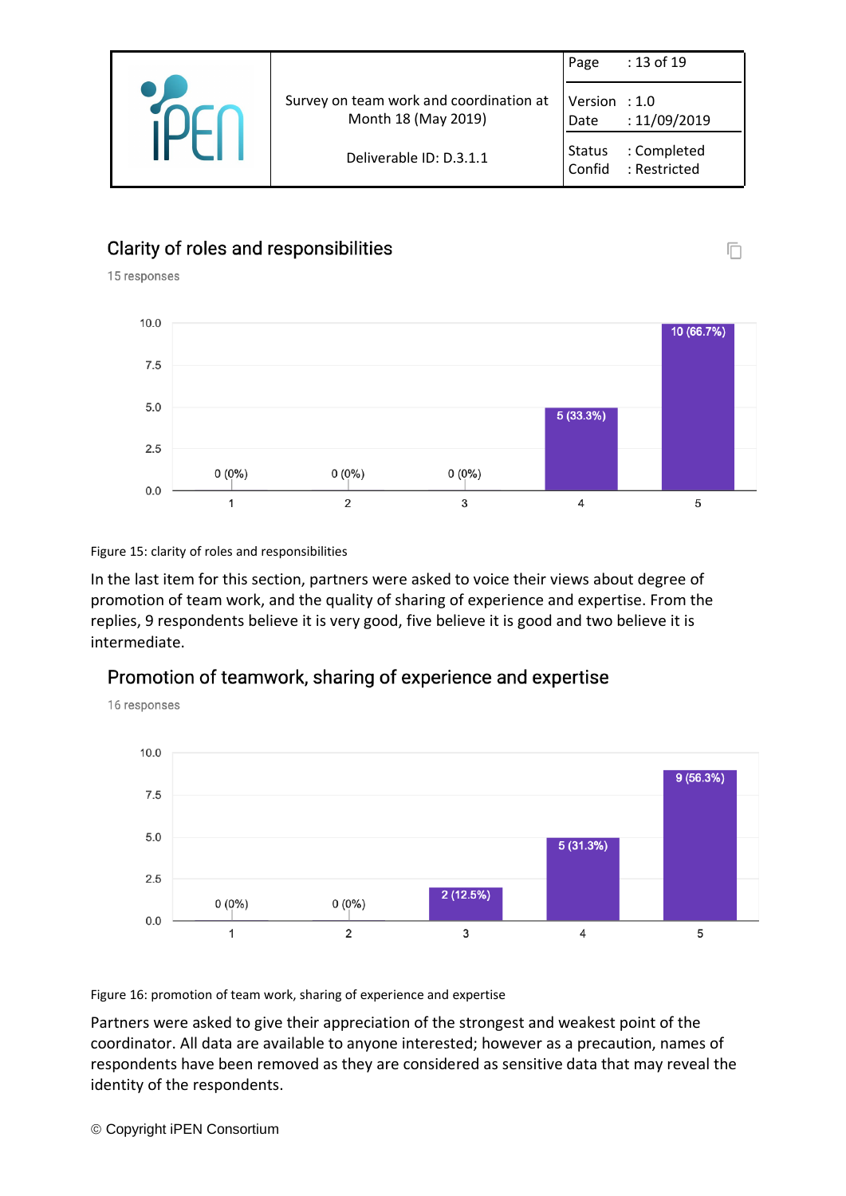## Clarity of roles and responsibilities

15 responses

| Rating | 1 | 2 | 3 | 4 | 5 |
|---|---|---|---|---|---|
| Responses | 0 (0%) | 0 (0%) | 0 (0%) | 5 (33.3%) | 10 (66.7%) |

Figure 15: clarity of roles and responsibilities

In the last item for this section, partners were asked to voice their views about degree of promotion of team work, and the quality of sharing of experience and expertise. From the replies, 9 respondents believe it is very good, five believe it is good and two believe it is intermediate.

## Promotion of teamwork, sharing of experience and expertise

16 responses

| Rating | 1 | 2 | 3 | 4 | 5 |
|---|---|---|---|---|---|
| Responses | 0 (0%) | 0 (0%) | 2 (12.5%) | 5 (31.3%) | 9 (56.3%) |

Figure 16: promotion of team work, sharing of experience and expertise

Partners were asked to give their appreciation of the strongest and weakest point of the coordinator. All data are available to anyone interested; however as a precaution, names of respondents have been removed as they are considered as sensitive data that may reveal the identity of the respondents.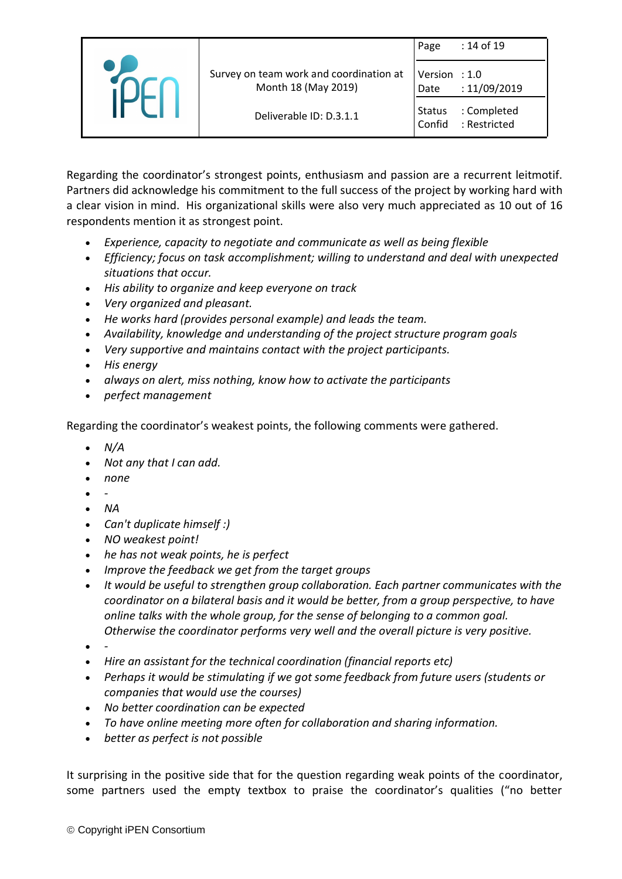Regarding the coordinator's strongest points, enthusiasm and passion are a recurrent leitmotif. Partners did acknowledge his commitment to the full success of the project by working hard with a clear vision in mind. His organizational skills were also very much appreciated as 10 out of 16 respondents mention it as strongest point.

- *Experience, capacity to negotiate and communicate as well as being flexible*
- *Efficiency; focus on task accomplishment; willing to understand and deal with unexpected situations that occur.*
- *His ability to organize and keep everyone on track*
- *Very organized and pleasant.*
- *He works hard (provides personal example) and leads the team.*
- *Availability, knowledge and understanding of the project structure program goals*
- *Very supportive and maintains contact with the project participants.*
- *His energy*
- *always on alert, miss nothing, know how to activate the participants*
- *perfect management*

Regarding the coordinator's weakest points, the following comments were gathered.

- *N/A*
- *Not any that I can add.*
- *none*
- *-*
- *NA*
- *Can't duplicate himself :)*
- *NO weakest point!*
- *he has not weak points, he is perfect*
- *Improve the feedback we get from the target groups*
- *It would be useful to strengthen group collaboration. Each partner communicates with the coordinator on a bilateral basis and it would be better, from a group perspective, to have online talks with the whole group, for the sense of belonging to a common goal. Otherwise the coordinator performs very well and the overall picture is very positive.*
- *-*
- *Hire an assistant for the technical coordination (financial reports etc)*
- *Perhaps it would be stimulating if we got some feedback from future users (students or companies that would use the courses)*
- *No better coordination can be expected*
- *To have online meeting more often for collaboration and sharing information.*
- *better as perfect is not possible*

It surprising in the positive side that for the question regarding weak points of the coordinator, some partners used the empty textbox to praise the coordinator's qualities ("no better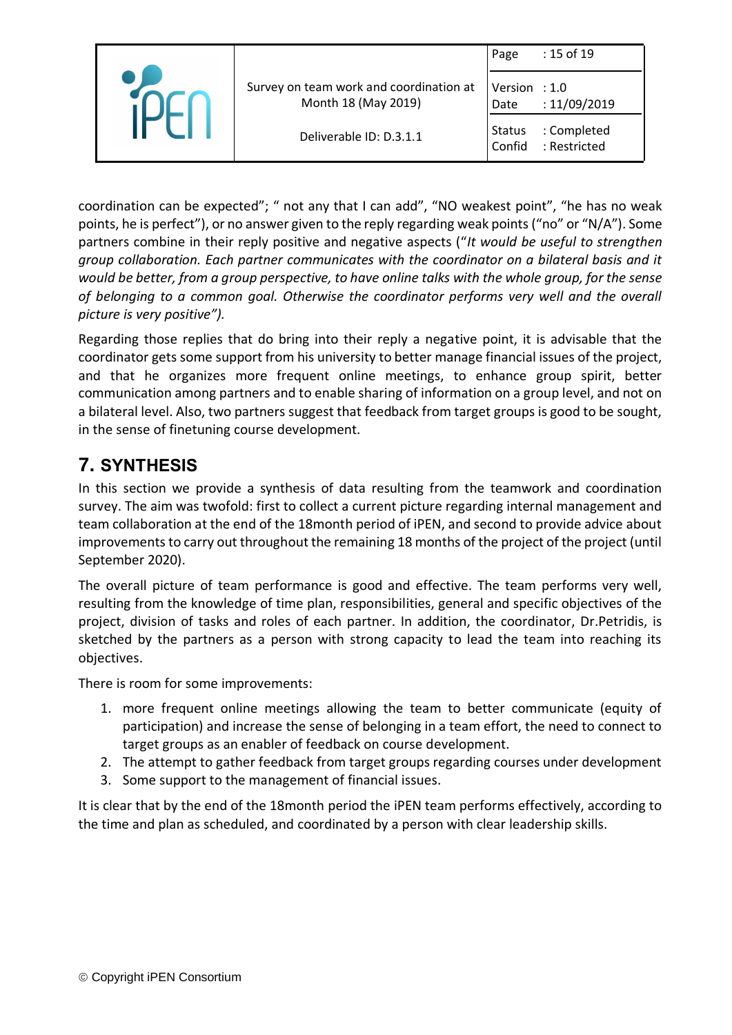coordination can be expected"; " not any that I can add", "NO weakest point", "he has no weak points, he is perfect"), or no answer given to the reply regarding weak points ("no" or "N/A"). Some partners combine in their reply positive and negative aspects ("*It would be useful to strengthen group collaboration. Each partner communicates with the coordinator on a bilateral basis and it would be better, from a group perspective, to have online talks with the whole group, for the sense of belonging to a common goal. Otherwise the coordinator performs very well and the overall picture is very positive").*

Regarding those replies that do bring into their reply a negative point, it is advisable that the coordinator gets some support from his university to better manage financial issues of the project, and that he organizes more frequent online meetings, to enhance group spirit, better communication among partners and to enable sharing of information on a group level, and not on a bilateral level. Also, two partners suggest that feedback from target groups is good to be sought, in the sense of finetuning course development.

# 7. SYNTHESIS

In this section we provide a synthesis of data resulting from the teamwork and coordination survey. The aim was twofold: first to collect a current picture regarding internal management and team collaboration at the end of the 18month period of iPEN, and second to provide advice about improvements to carry out throughout the remaining 18 months of the project of the project (until September 2020).

The overall picture of team performance is good and effective. The team performs very well, resulting from the knowledge of time plan, responsibilities, general and specific objectives of the project, division of tasks and roles of each partner. In addition, the coordinator, Dr.Petridis, is sketched by the partners as a person with strong capacity to lead the team into reaching its objectives.

There is room for some improvements:

1. more frequent online meetings allowing the team to better communicate (equity of participation) and increase the sense of belonging in a team effort, the need to connect to target groups as an enabler of feedback on course development.
2. The attempt to gather feedback from target groups regarding courses under development
3. Some support to the management of financial issues.

It is clear that by the end of the 18month period the iPEN team performs effectively, according to the time and plan as scheduled, and coordinated by a person with clear leadership skills.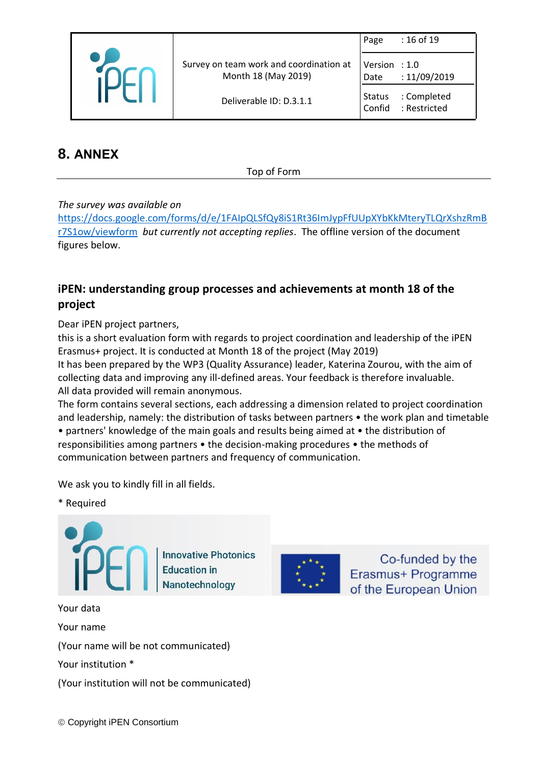# 8. ANNEX

Top of Form

*The survey was available on* https://docs.google.com/forms/d/e/1FAIpQLSfQy8iS1Rt36ImJypFfUUpXYbKkMteryTLQrXshzRmBr7S1ow/viewform *but currently not accepting replies*. The offline version of the document figures below.

### iPEN: understanding group processes and achievements at month 18 of the project

Dear iPEN project partners,
this is a short evaluation form with regards to project coordination and leadership of the iPEN Erasmus+ project. It is conducted at Month 18 of the project (May 2019)
It has been prepared by the WP3 (Quality Assurance) leader, Katerina Zourou, with the aim of collecting data and improving any ill-defined areas. Your feedback is therefore invaluable.
All data provided will remain anonymous.
The form contains several sections, each addressing a dimension related to project coordination and leadership, namely: the distribution of tasks between partners • the work plan and timetable • partners' knowledge of the main goals and results being aimed at • the distribution of responsibilities among partners • the decision-making procedures • the methods of communication between partners and frequency of communication.

We ask you to kindly fill in all fields.

* Required

Innovative Photonics Education in Nanotechnology

Co-funded by the Erasmus+ Programme of the European Union

Your data

Your name

(Your name will be not communicated)

Your institution *

(Your institution will not be communicated)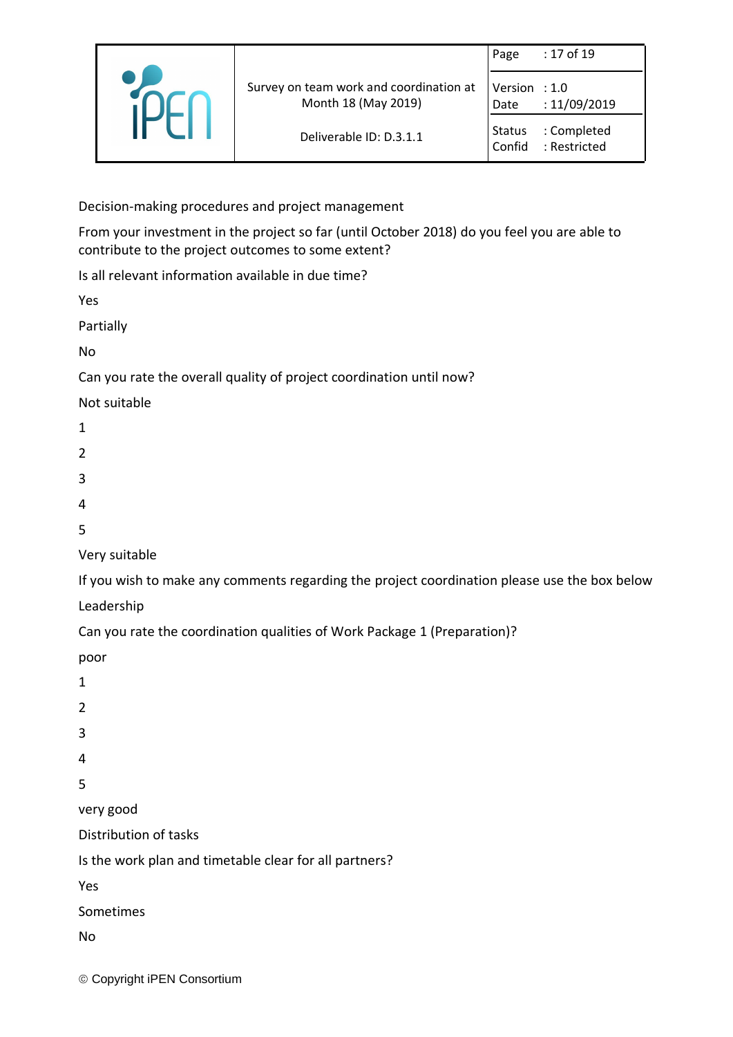Decision-making procedures and project management

From your investment in the project so far (until October 2018) do you feel you are able to contribute to the project outcomes to some extent?

Is all relevant information available in due time?

Yes

Partially

No

Can you rate the overall quality of project coordination until now?

Not suitable

1

2

3

4

5

Very suitable

If you wish to make any comments regarding the project coordination please use the box below

Leadership

Can you rate the coordination qualities of Work Package 1 (Preparation)?

poor

1

2

3

4

5

very good

Distribution of tasks

Is the work plan and timetable clear for all partners?

Yes

Sometimes

No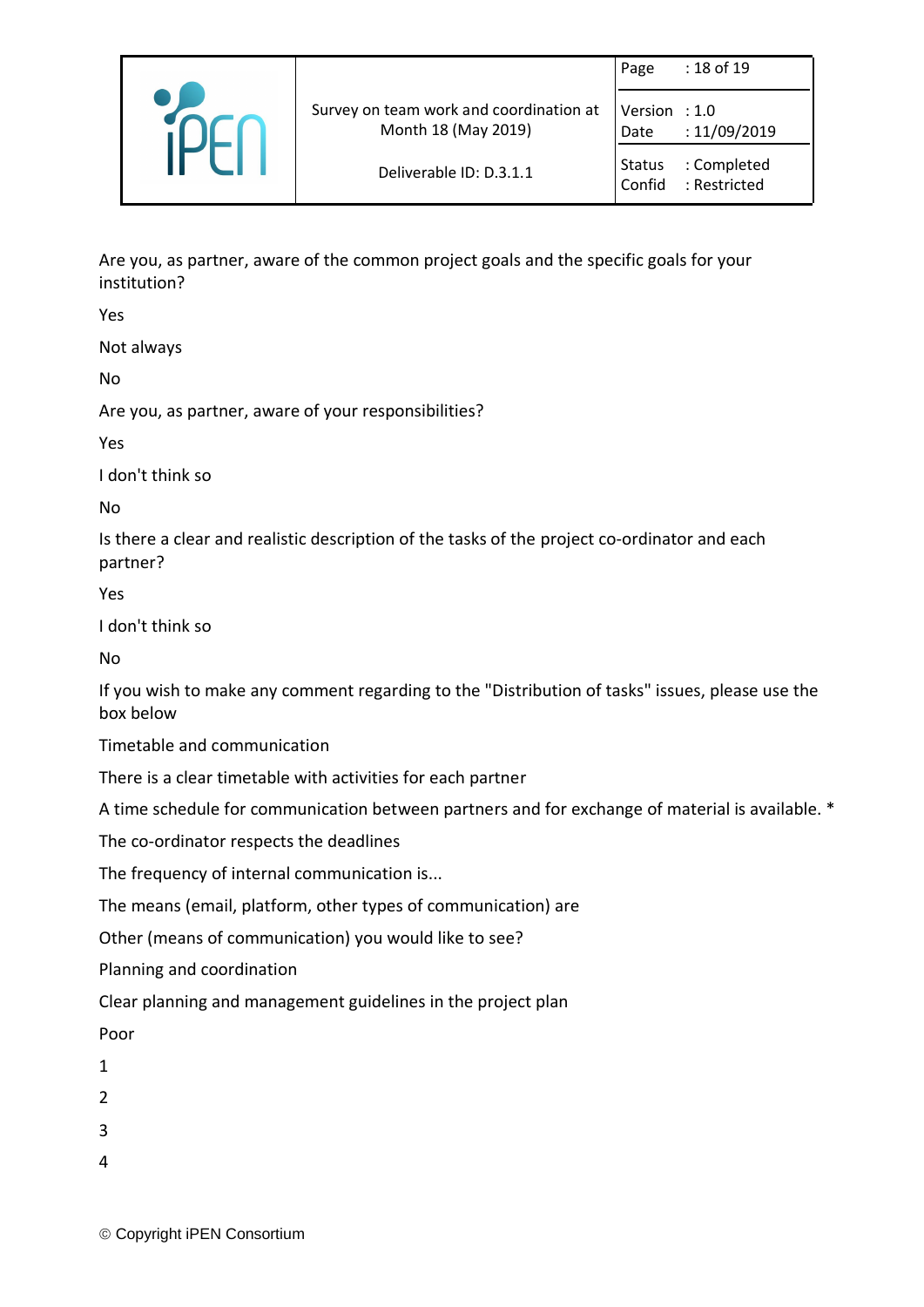Are you, as partner, aware of the common project goals and the specific goals for your institution?

Yes

Not always

No

Are you, as partner, aware of your responsibilities?

Yes

I don't think so

No

Is there a clear and realistic description of the tasks of the project co-ordinator and each partner?

Yes

I don't think so

No

If you wish to make any comment regarding to the "Distribution of tasks" issues, please use the box below

Timetable and communication

There is a clear timetable with activities for each partner

A time schedule for communication between partners and for exchange of material is available. *

The co-ordinator respects the deadlines

The frequency of internal communication is...

The means (email, platform, other types of communication) are

Other (means of communication) you would like to see?

Planning and coordination

Clear planning and management guidelines in the project plan

Poor

1

2

3

4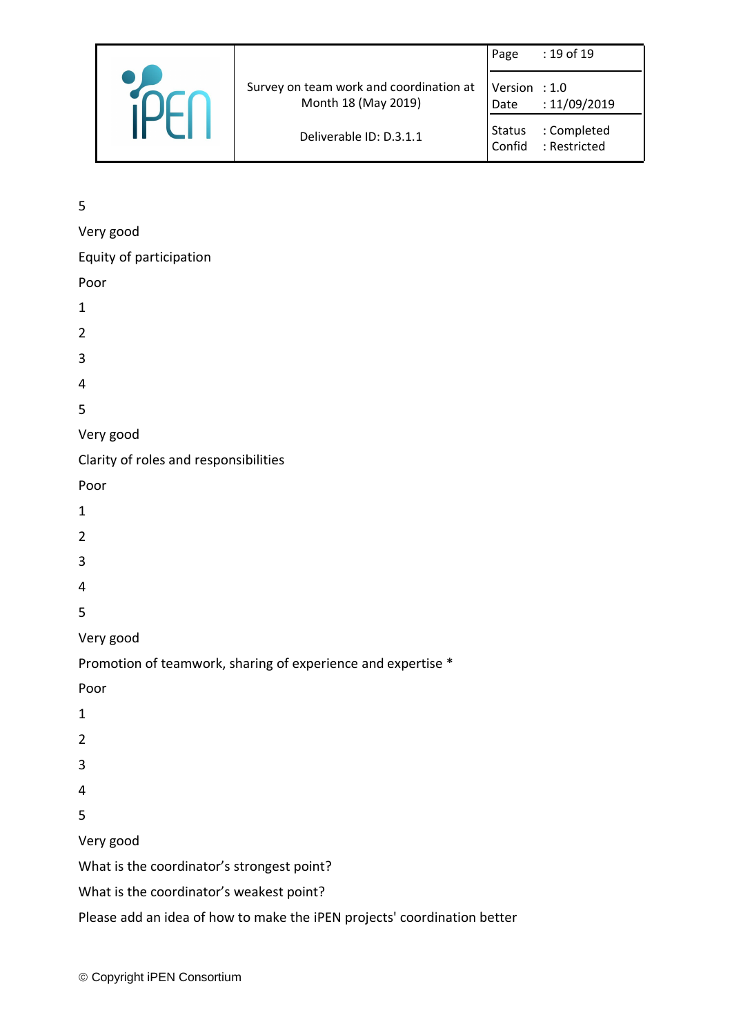5

Very good

Equity of participation

Poor

1

2

3

4

5

Very good

Clarity of roles and responsibilities

Poor

1

2

3

4

5

Very good

Promotion of teamwork, sharing of experience and expertise *

Poor

1

2

3

4

5

Very good

What is the coordinator’s strongest point?

What is the coordinator’s weakest point?

Please add an idea of how to make the iPEN projects' coordination better